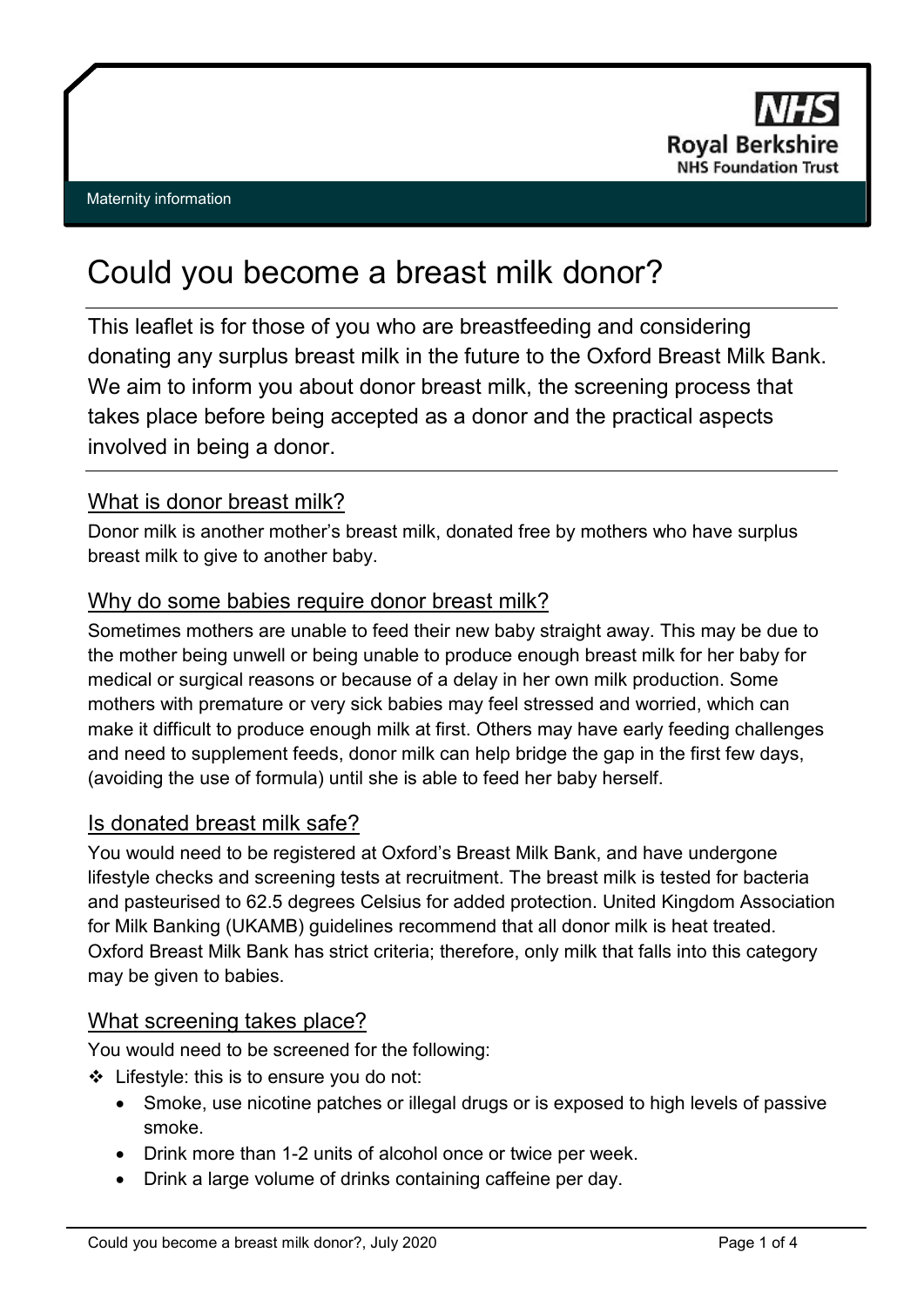NHS
Royal Berkshire
NHS Foundation Trust

Maternity information

# Could you become a breast milk donor?

This leaflet is for those of you who are breastfeeding and considering donating any surplus breast milk in the future to the Oxford Breast Milk Bank. We aim to inform you about donor breast milk, the screening process that takes place before being accepted as a donor and the practical aspects involved in being a donor.

## What is donor breast milk?

Donor milk is another mother's breast milk, donated free by mothers who have surplus breast milk to give to another baby.

## Why do some babies require donor breast milk?

Sometimes mothers are unable to feed their new baby straight away. This may be due to the mother being unwell or being unable to produce enough breast milk for her baby for medical or surgical reasons or because of a delay in her own milk production. Some mothers with premature or very sick babies may feel stressed and worried, which can make it difficult to produce enough milk at first. Others may have early feeding challenges and need to supplement feeds, donor milk can help bridge the gap in the first few days, (avoiding the use of formula) until she is able to feed her baby herself.

## Is donated breast milk safe?

You would need to be registered at Oxford's Breast Milk Bank, and have undergone lifestyle checks and screening tests at recruitment. The breast milk is tested for bacteria and pasteurised to 62.5 degrees Celsius for added protection. United Kingdom Association for Milk Banking (UKAMB) guidelines recommend that all donor milk is heat treated. Oxford Breast Milk Bank has strict criteria; therefore, only milk that falls into this category may be given to babies.

## What screening takes place?

You would need to be screened for the following:

- Lifestyle: this is to ensure you do not:
  - Smoke, use nicotine patches or illegal drugs or is exposed to high levels of passive smoke.
  - Drink more than 1-2 units of alcohol once or twice per week.
  - Drink a large volume of drinks containing caffeine per day.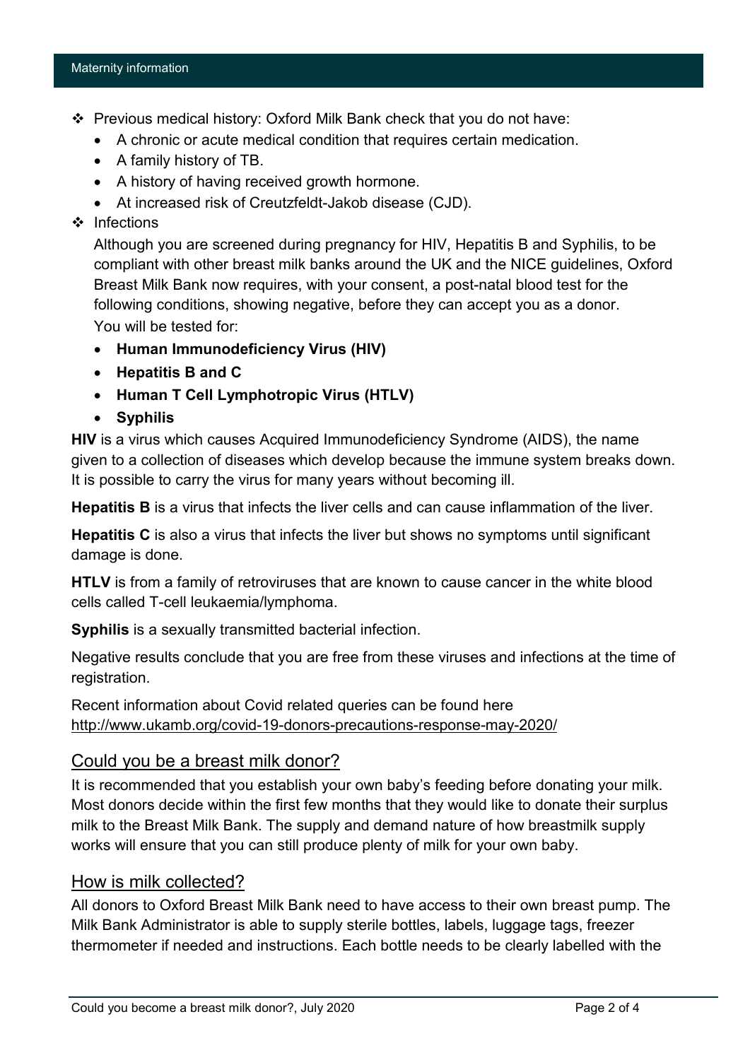- Previous medical history: Oxford Milk Bank check that you do not have:
  - A chronic or acute medical condition that requires certain medication.
  - A family history of TB.
  - A history of having received growth hormone.
  - At increased risk of Creutzfeldt-Jakob disease (CJD).
- Infections

  Although you are screened during pregnancy for HIV, Hepatitis B and Syphilis, to be compliant with other breast milk banks around the UK and the NICE guidelines, Oxford Breast Milk Bank now requires, with your consent, a post-natal blood test for the following conditions, showing negative, before they can accept you as a donor. You will be tested for:

  - **Human Immunodeficiency Virus (HIV)**
  - **Hepatitis B and C**
  - **Human T Cell Lymphotropic Virus (HTLV)**
  - **Syphilis**

**HIV** is a virus which causes Acquired Immunodeficiency Syndrome (AIDS), the name given to a collection of diseases which develop because the immune system breaks down. It is possible to carry the virus for many years without becoming ill.

**Hepatitis B** is a virus that infects the liver cells and can cause inflammation of the liver.

**Hepatitis C** is also a virus that infects the liver but shows no symptoms until significant damage is done.

**HTLV** is from a family of retroviruses that are known to cause cancer in the white blood cells called T-cell leukaemia/lymphoma.

**Syphilis** is a sexually transmitted bacterial infection.

Negative results conclude that you are free from these viruses and infections at the time of registration.

Recent information about Covid related queries can be found here http://www.ukamb.org/covid-19-donors-precautions-response-may-2020/

## Could you be a breast milk donor?

It is recommended that you establish your own baby's feeding before donating your milk. Most donors decide within the first few months that they would like to donate their surplus milk to the Breast Milk Bank. The supply and demand nature of how breastmilk supply works will ensure that you can still produce plenty of milk for your own baby.

## How is milk collected?

All donors to Oxford Breast Milk Bank need to have access to their own breast pump. The Milk Bank Administrator is able to supply sterile bottles, labels, luggage tags, freezer thermometer if needed and instructions. Each bottle needs to be clearly labelled with the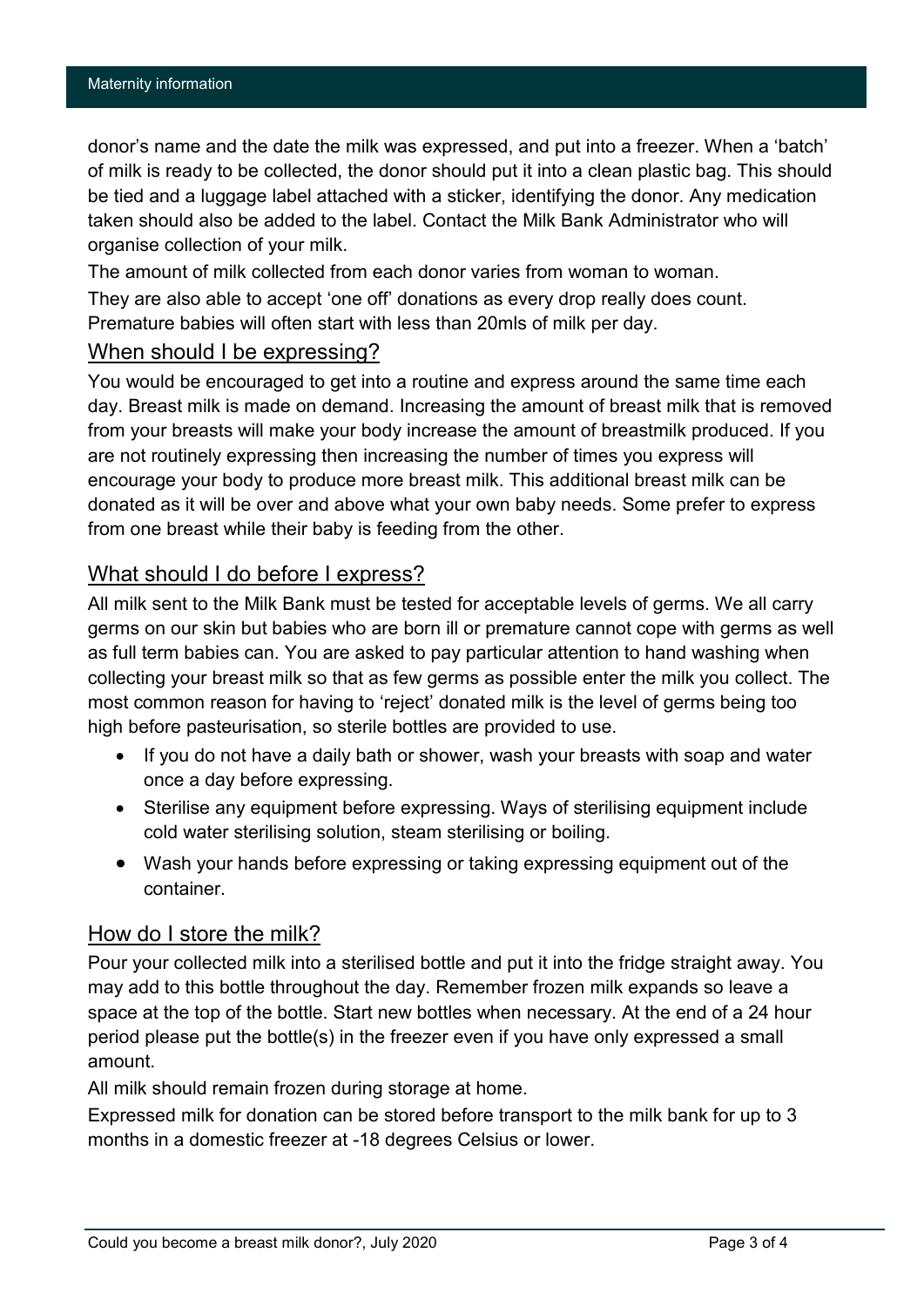donor's name and the date the milk was expressed, and put into a freezer. When a 'batch' of milk is ready to be collected, the donor should put it into a clean plastic bag. This should be tied and a luggage label attached with a sticker, identifying the donor. Any medication taken should also be added to the label. Contact the Milk Bank Administrator who will organise collection of your milk.

The amount of milk collected from each donor varies from woman to woman.

They are also able to accept 'one off' donations as every drop really does count.

Premature babies will often start with less than 20mls of milk per day.

## When should I be expressing?

You would be encouraged to get into a routine and express around the same time each day. Breast milk is made on demand. Increasing the amount of breast milk that is removed from your breasts will make your body increase the amount of breastmilk produced. If you are not routinely expressing then increasing the number of times you express will encourage your body to produce more breast milk. This additional breast milk can be donated as it will be over and above what your own baby needs. Some prefer to express from one breast while their baby is feeding from the other.

## What should I do before I express?

All milk sent to the Milk Bank must be tested for acceptable levels of germs. We all carry germs on our skin but babies who are born ill or premature cannot cope with germs as well as full term babies can. You are asked to pay particular attention to hand washing when collecting your breast milk so that as few germs as possible enter the milk you collect. The most common reason for having to 'reject' donated milk is the level of germs being too high before pasteurisation, so sterile bottles are provided to use.

- If you do not have a daily bath or shower, wash your breasts with soap and water once a day before expressing.
- Sterilise any equipment before expressing. Ways of sterilising equipment include cold water sterilising solution, steam sterilising or boiling.
- Wash your hands before expressing or taking expressing equipment out of the container.

## How do I store the milk?

Pour your collected milk into a sterilised bottle and put it into the fridge straight away. You may add to this bottle throughout the day. Remember frozen milk expands so leave a space at the top of the bottle. Start new bottles when necessary. At the end of a 24 hour period please put the bottle(s) in the freezer even if you have only expressed a small amount.

All milk should remain frozen during storage at home.

Expressed milk for donation can be stored before transport to the milk bank for up to 3 months in a domestic freezer at -18 degrees Celsius or lower.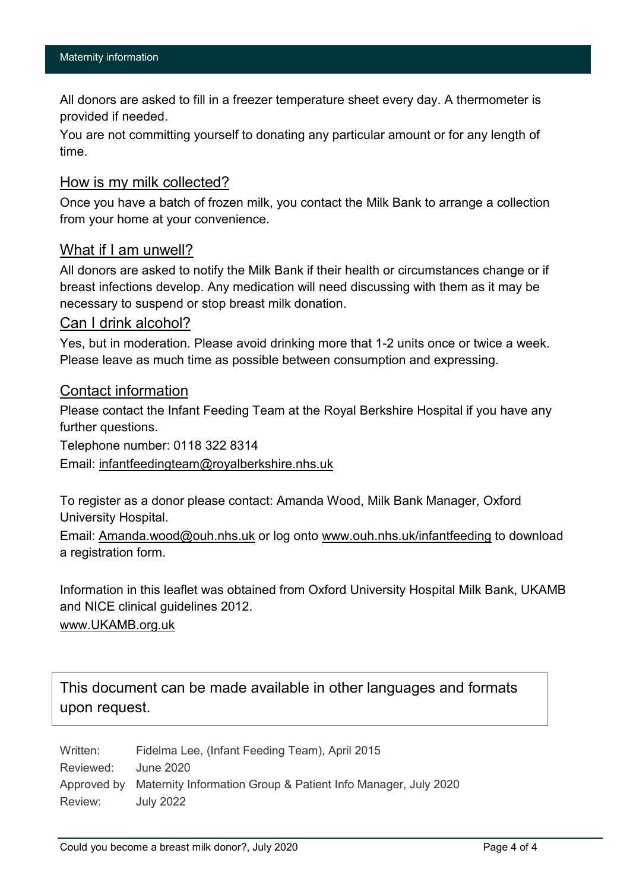All donors are asked to fill in a freezer temperature sheet every day. A thermometer is provided if needed.

You are not committing yourself to donating any particular amount or for any length of time.

## How is my milk collected?

Once you have a batch of frozen milk, you contact the Milk Bank to arrange a collection from your home at your convenience.

## What if I am unwell?

All donors are asked to notify the Milk Bank if their health or circumstances change or if breast infections develop. Any medication will need discussing with them as it may be necessary to suspend or stop breast milk donation.

## Can I drink alcohol?

Yes, but in moderation. Please avoid drinking more that 1-2 units once or twice a week. Please leave as much time as possible between consumption and expressing.

## Contact information

Please contact the Infant Feeding Team at the Royal Berkshire Hospital if you have any further questions.

Telephone number: 0118 322 8314

Email: infantfeedingteam@royalberkshire.nhs.uk

To register as a donor please contact: Amanda Wood, Milk Bank Manager, Oxford University Hospital.

Email: Amanda.wood@ouh.nhs.uk or log onto www.ouh.nhs.uk/infantfeeding to download a registration form.

Information in this leaflet was obtained from Oxford University Hospital Milk Bank, UKAMB and NICE clinical guidelines 2012.

www.UKAMB.org.uk

This document can be made available in other languages and formats upon request.

| | |
|---|---|
| Written: | Fidelma Lee, (Infant Feeding Team), April 2015 |
| Reviewed: | June 2020 |
| Approved by | Maternity Information Group & Patient Info Manager, July 2020 |
| Review: | July 2022 |